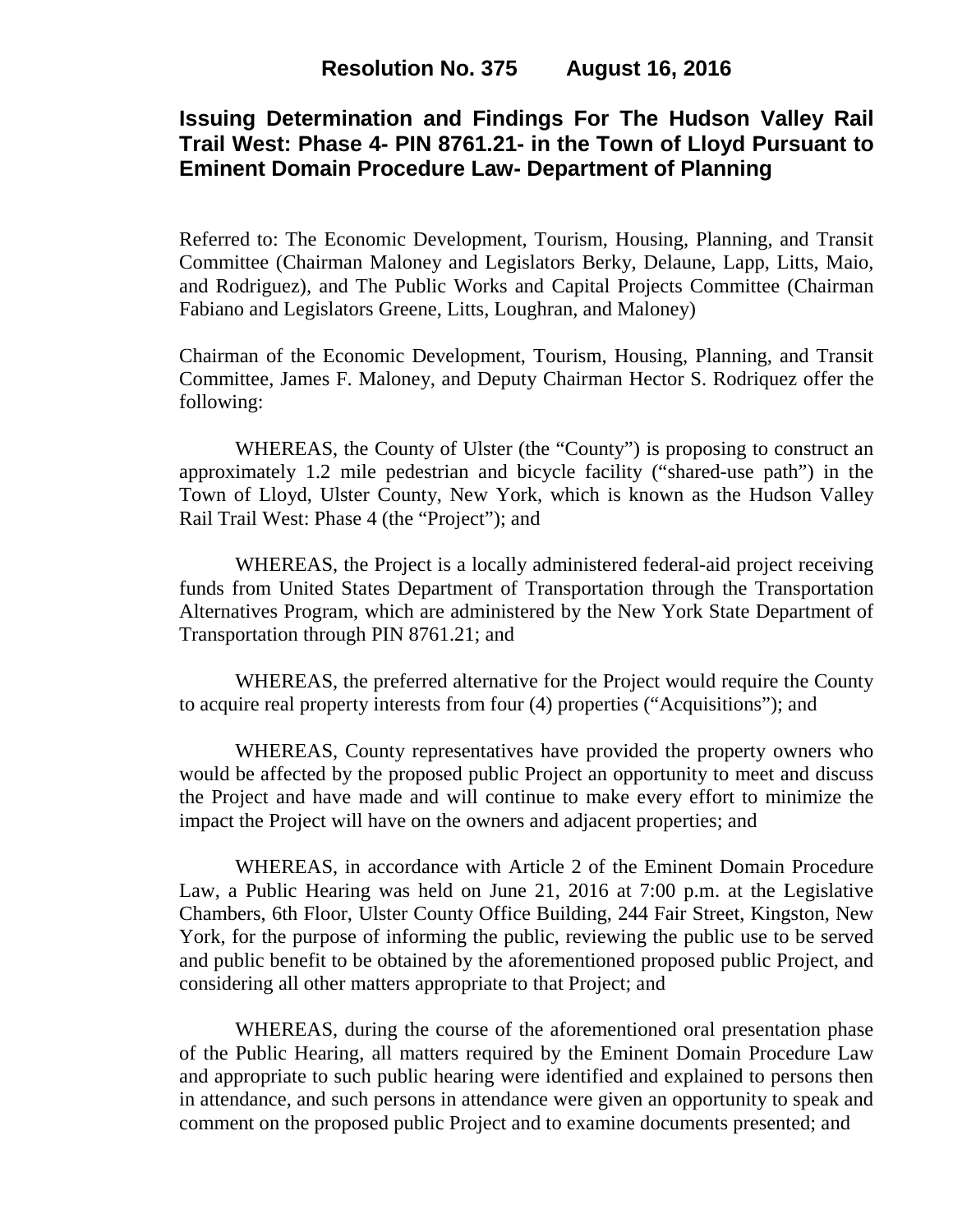# Resolution No. 375 August 16, 2016

## Issuing Determination and Findings For The Hudson Valley Rail Trail West: Phase 4- PIN 8761.21- in the Town of Lloyd Pursuant to Eminent Domain Procedure Law- Department of Planning

Referred to: The Economic Development, Tourism, Housing, Planning, and Transit Committee (Chairman Maloney and Legislators Berky, Delaune, Lapp, Litts, Maio, and Rodriguez), and The Public Works and Capital Projects Committee (Chairman Fabiano and Legislators Greene, Litts, Loughran, and Maloney)

Chairman of the Economic Development, Tourism, Housing, Planning, and Transit Committee, James F. Maloney, and Deputy Chairman Hector S. Rodriquez offer the following:

WHEREAS, the County of Ulster (the "County") is proposing to construct an approximately 1.2 mile pedestrian and bicycle facility ("shared-use path") in the Town of Lloyd, Ulster County, New York, which is known as the Hudson Valley Rail Trail West: Phase 4 (the "Project"); and

WHEREAS, the Project is a locally administered federal-aid project receiving funds from United States Department of Transportation through the Transportation Alternatives Program, which are administered by the New York State Department of Transportation through PIN 8761.21; and

WHEREAS, the preferred alternative for the Project would require the County to acquire real property interests from four (4) properties ("Acquisitions"); and

WHEREAS, County representatives have provided the property owners who would be affected by the proposed public Project an opportunity to meet and discuss the Project and have made and will continue to make every effort to minimize the impact the Project will have on the owners and adjacent properties; and

WHEREAS, in accordance with Article 2 of the Eminent Domain Procedure Law, a Public Hearing was held on June 21, 2016 at 7:00 p.m. at the Legislative Chambers, 6th Floor, Ulster County Office Building, 244 Fair Street, Kingston, New York, for the purpose of informing the public, reviewing the public use to be served and public benefit to be obtained by the aforementioned proposed public Project, and considering all other matters appropriate to that Project; and

WHEREAS, during the course of the aforementioned oral presentation phase of the Public Hearing, all matters required by the Eminent Domain Procedure Law and appropriate to such public hearing were identified and explained to persons then in attendance, and such persons in attendance were given an opportunity to speak and comment on the proposed public Project and to examine documents presented; and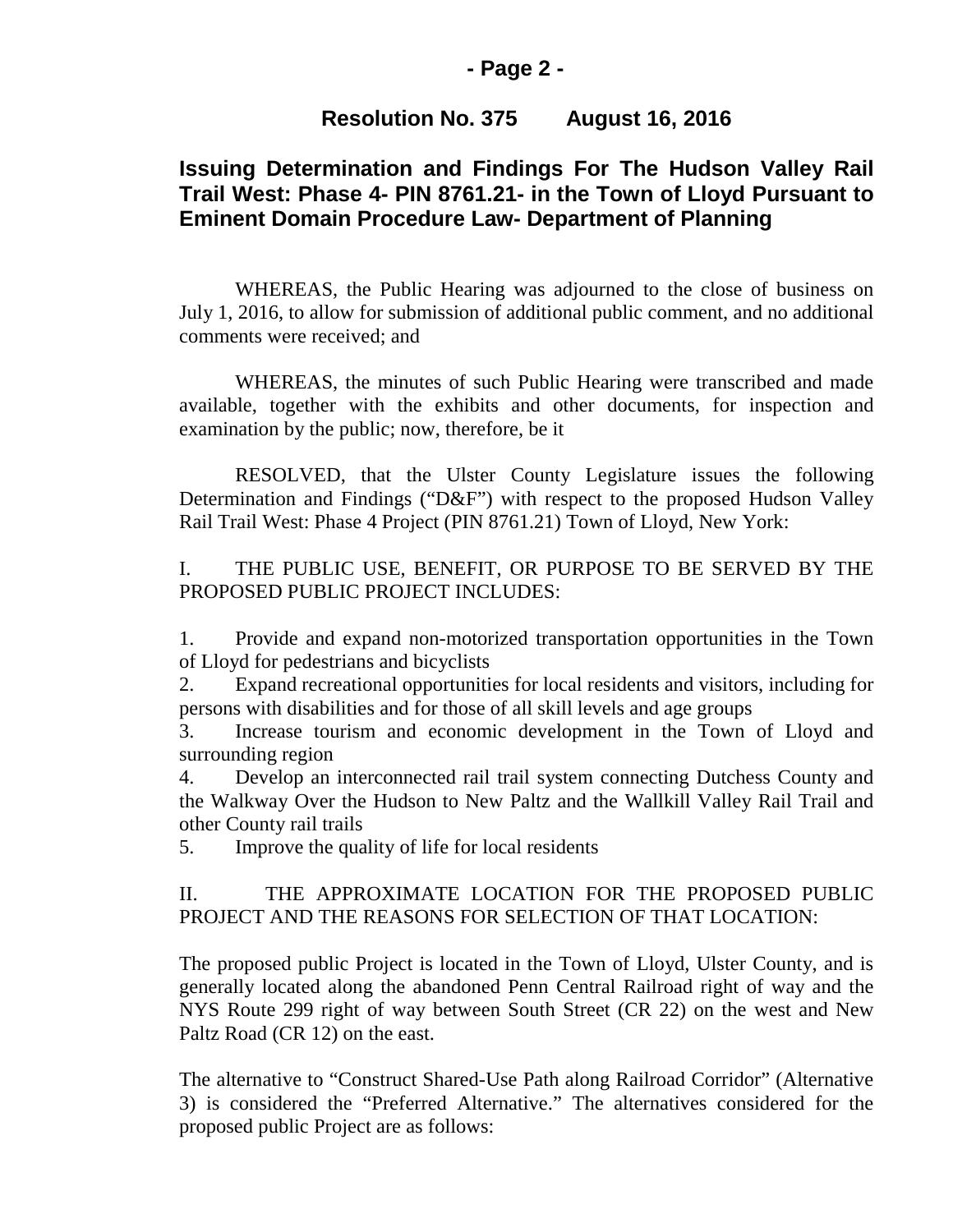## Resolution No. 375 August 16, 2016

## Issuing Determination and Findings For The Hudson Valley Rail Trail West: Phase 4- PIN 8761.21- in the Town of Lloyd Pursuant to Eminent Domain Procedure Law- Department of Planning

WHEREAS, the Public Hearing was adjourned to the close of business on July 1, 2016, to allow for submission of additional public comment, and no additional comments were received; and

WHEREAS, the minutes of such Public Hearing were transcribed and made available, together with the exhibits and other documents, for inspection and examination by the public; now, therefore, be it

RESOLVED, that the Ulster County Legislature issues the following Determination and Findings ("D&F") with respect to the proposed Hudson Valley Rail Trail West: Phase 4 Project (PIN 8761.21) Town of Lloyd, New York:

I. THE PUBLIC USE, BENEFIT, OR PURPOSE TO BE SERVED BY THE PROPOSED PUBLIC PROJECT INCLUDES:

1. Provide and expand non-motorized transportation opportunities in the Town of Lloyd for pedestrians and bicyclists
2. Expand recreational opportunities for local residents and visitors, including for persons with disabilities and for those of all skill levels and age groups
3. Increase tourism and economic development in the Town of Lloyd and surrounding region
4. Develop an interconnected rail trail system connecting Dutchess County and the Walkway Over the Hudson to New Paltz and the Wallkill Valley Rail Trail and other County rail trails
5. Improve the quality of life for local residents

II. THE APPROXIMATE LOCATION FOR THE PROPOSED PUBLIC PROJECT AND THE REASONS FOR SELECTION OF THAT LOCATION:

The proposed public Project is located in the Town of Lloyd, Ulster County, and is generally located along the abandoned Penn Central Railroad right of way and the NYS Route 299 right of way between South Street (CR 22) on the west and New Paltz Road (CR 12) on the east.

The alternative to "Construct Shared-Use Path along Railroad Corridor" (Alternative 3) is considered the "Preferred Alternative." The alternatives considered for the proposed public Project are as follows: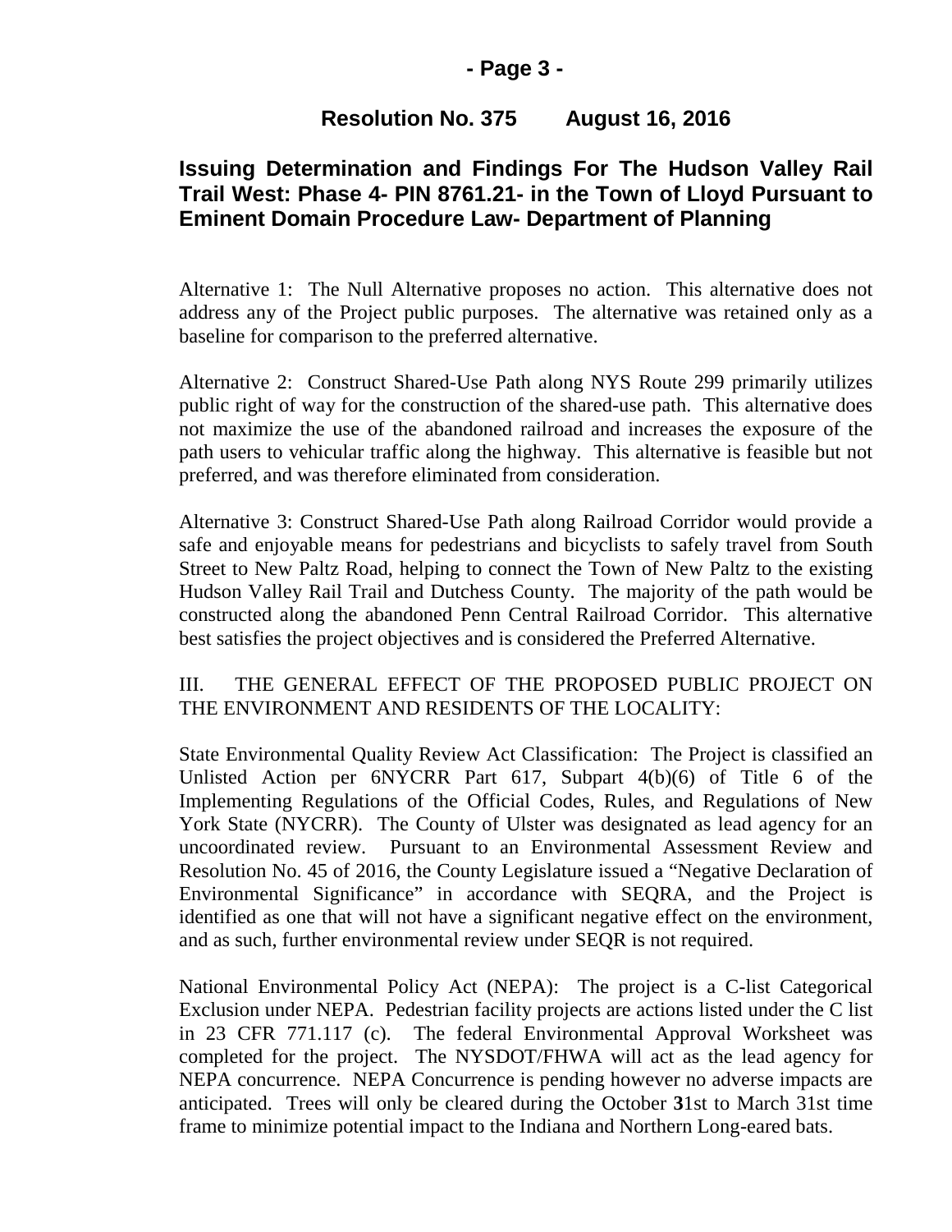**Resolution No. 375 August 16, 2016**

## Issuing Determination and Findings For The Hudson Valley Rail Trail West: Phase 4- PIN 8761.21- in the Town of Lloyd Pursuant to Eminent Domain Procedure Law- Department of Planning

Alternative 1: The Null Alternative proposes no action. This alternative does not address any of the Project public purposes. The alternative was retained only as a baseline for comparison to the preferred alternative.

Alternative 2: Construct Shared-Use Path along NYS Route 299 primarily utilizes public right of way for the construction of the shared-use path. This alternative does not maximize the use of the abandoned railroad and increases the exposure of the path users to vehicular traffic along the highway. This alternative is feasible but not preferred, and was therefore eliminated from consideration.

Alternative 3: Construct Shared-Use Path along Railroad Corridor would provide a safe and enjoyable means for pedestrians and bicyclists to safely travel from South Street to New Paltz Road, helping to connect the Town of New Paltz to the existing Hudson Valley Rail Trail and Dutchess County. The majority of the path would be constructed along the abandoned Penn Central Railroad Corridor. This alternative best satisfies the project objectives and is considered the Preferred Alternative.

III. THE GENERAL EFFECT OF THE PROPOSED PUBLIC PROJECT ON THE ENVIRONMENT AND RESIDENTS OF THE LOCALITY:

State Environmental Quality Review Act Classification: The Project is classified an Unlisted Action per 6NYCRR Part 617, Subpart 4(b)(6) of Title 6 of the Implementing Regulations of the Official Codes, Rules, and Regulations of New York State (NYCRR). The County of Ulster was designated as lead agency for an uncoordinated review. Pursuant to an Environmental Assessment Review and Resolution No. 45 of 2016, the County Legislature issued a "Negative Declaration of Environmental Significance" in accordance with SEQRA, and the Project is identified as one that will not have a significant negative effect on the environment, and as such, further environmental review under SEQR is not required.

National Environmental Policy Act (NEPA): The project is a C-list Categorical Exclusion under NEPA. Pedestrian facility projects are actions listed under the C list in 23 CFR 771.117 (c). The federal Environmental Approval Worksheet was completed for the project. The NYSDOT/FHWA will act as the lead agency for NEPA concurrence. NEPA Concurrence is pending however no adverse impacts are anticipated. Trees will only be cleared during the October **3**1st to March 31st time frame to minimize potential impact to the Indiana and Northern Long-eared bats.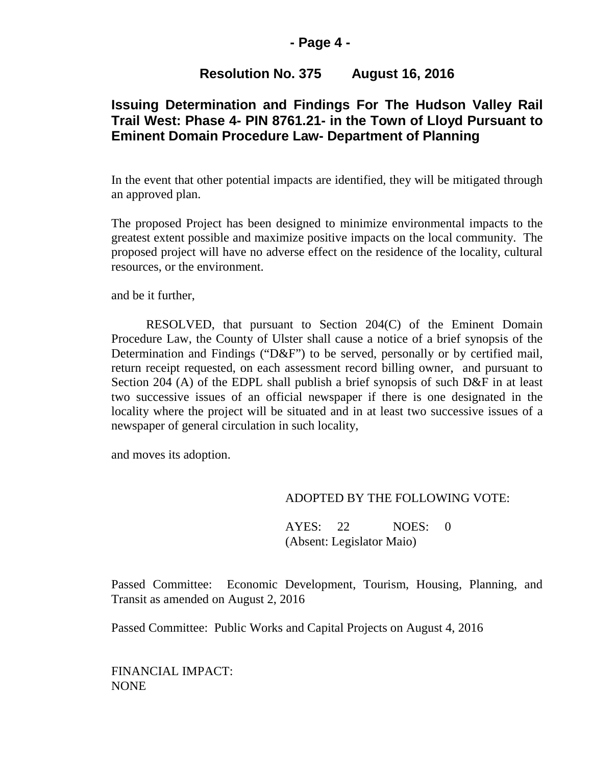## Resolution No. 375 August 16, 2016

### Issuing Determination and Findings For The Hudson Valley Rail Trail West: Phase 4- PIN 8761.21- in the Town of Lloyd Pursuant to Eminent Domain Procedure Law- Department of Planning

In the event that other potential impacts are identified, they will be mitigated through an approved plan.

The proposed Project has been designed to minimize environmental impacts to the greatest extent possible and maximize positive impacts on the local community. The proposed project will have no adverse effect on the residence of the locality, cultural resources, or the environment.

and be it further,

RESOLVED, that pursuant to Section 204(C) of the Eminent Domain Procedure Law, the County of Ulster shall cause a notice of a brief synopsis of the Determination and Findings ("D&F") to be served, personally or by certified mail, return receipt requested, on each assessment record billing owner, and pursuant to Section 204 (A) of the EDPL shall publish a brief synopsis of such D&F in at least two successive issues of an official newspaper if there is one designated in the locality where the project will be situated and in at least two successive issues of a newspaper of general circulation in such locality,

and moves its adoption.

ADOPTED BY THE FOLLOWING VOTE:

AYES: 22 NOES: 0
(Absent: Legislator Maio)

Passed Committee: Economic Development, Tourism, Housing, Planning, and Transit as amended on August 2, 2016

Passed Committee: Public Works and Capital Projects on August 4, 2016

FINANCIAL IMPACT:
NONE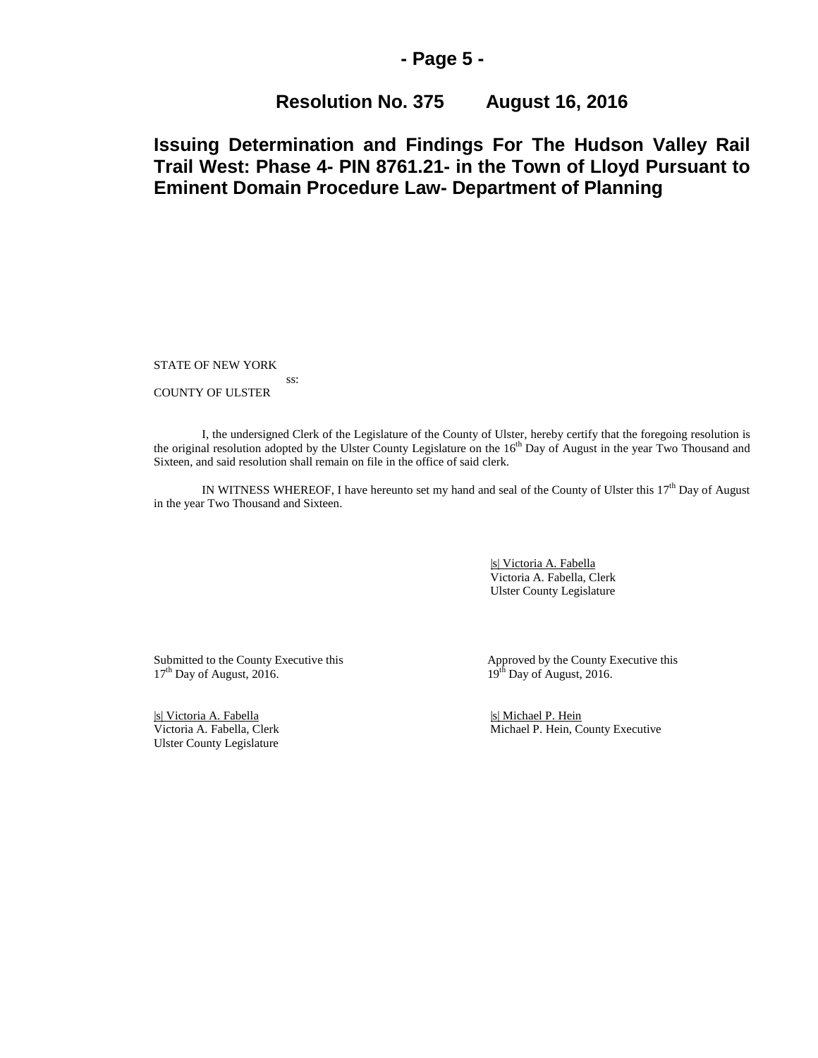## Resolution No. 375 August 16, 2016

## Issuing Determination and Findings For The Hudson Valley Rail Trail West: Phase 4- PIN 8761.21- in the Town of Lloyd Pursuant to Eminent Domain Procedure Law- Department of Planning

STATE OF NEW YORK
ss:
COUNTY OF ULSTER

I, the undersigned Clerk of the Legislature of the County of Ulster, hereby certify that the foregoing resolution is the original resolution adopted by the Ulster County Legislature on the 16th Day of August in the year Two Thousand and Sixteen, and said resolution shall remain on file in the office of said clerk.

IN WITNESS WHEREOF, I have hereunto set my hand and seal of the County of Ulster this 17th Day of August in the year Two Thousand and Sixteen.

|s| Victoria A. Fabella
Victoria A. Fabella, Clerk
Ulster County Legislature

Submitted to the County Executive this 17th Day of August, 2016.

|s| Victoria A. Fabella
Victoria A. Fabella, Clerk
Ulster County Legislature

Approved by the County Executive this 19th Day of August, 2016.

|s| Michael P. Hein
Michael P. Hein, County Executive